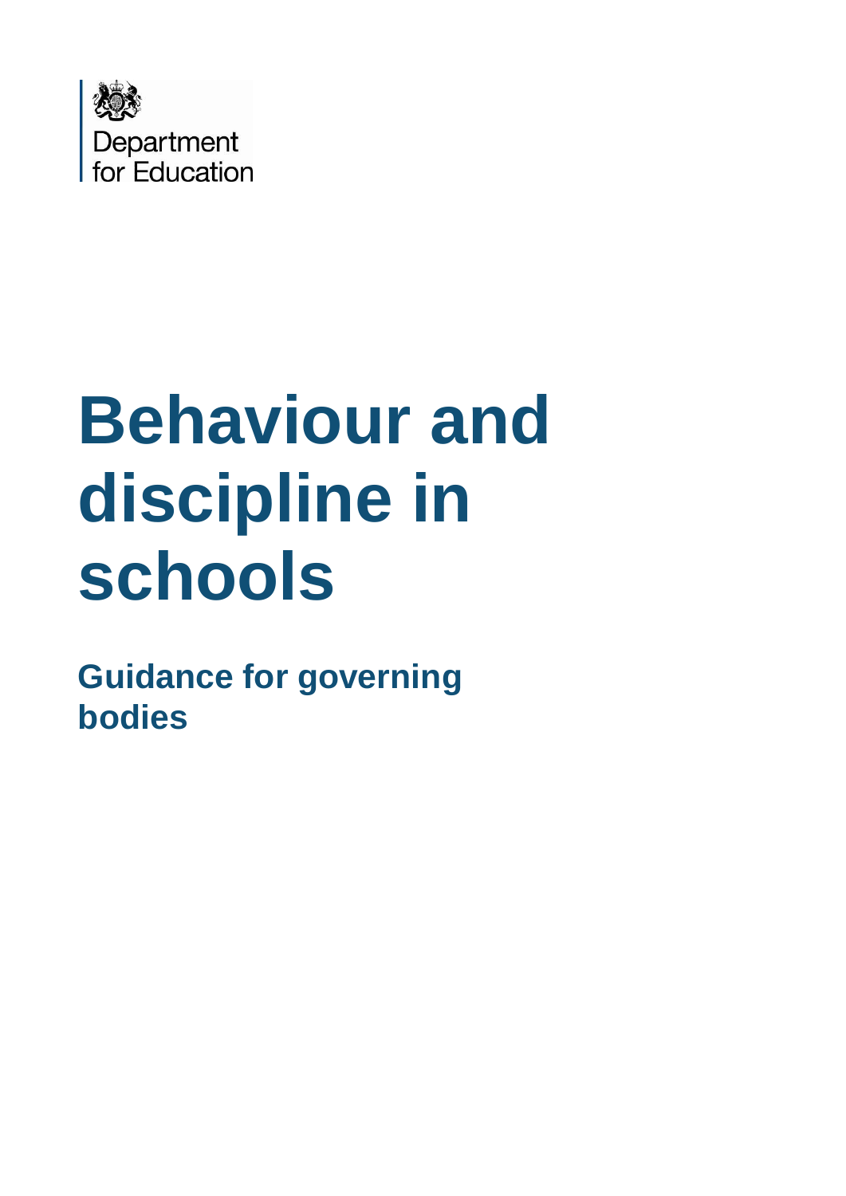Department for Education

# Behaviour and discipline in schools

## Guidance for governing bodies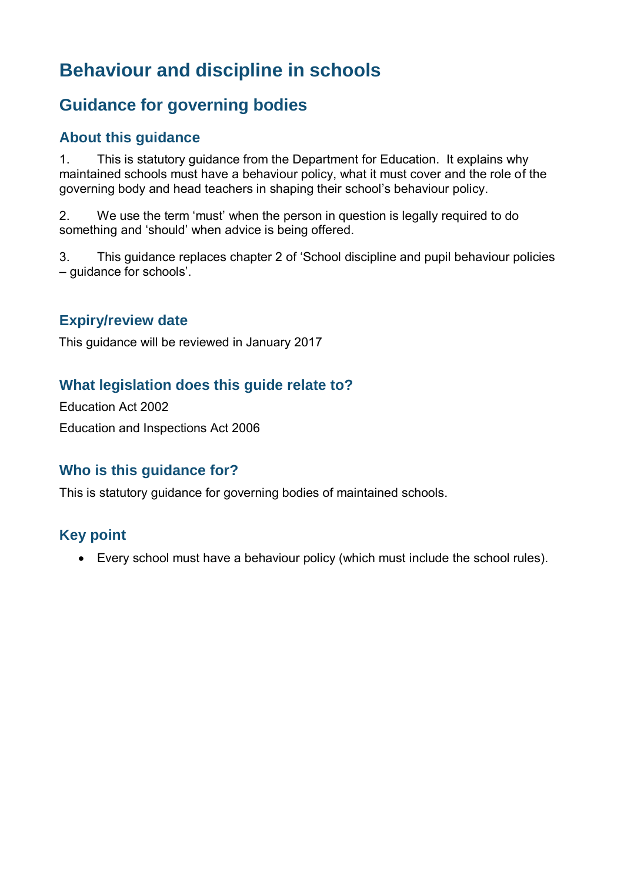# Behaviour and discipline in schools

## Guidance for governing bodies

### About this guidance

1. This is statutory guidance from the Department for Education. It explains why maintained schools must have a behaviour policy, what it must cover and the role of the governing body and head teachers in shaping their school's behaviour policy.

2. We use the term 'must' when the person in question is legally required to do something and 'should' when advice is being offered.

3. This guidance replaces chapter 2 of 'School discipline and pupil behaviour policies – guidance for schools'.

### Expiry/review date

This guidance will be reviewed in January 2017

### What legislation does this guide relate to?

Education Act 2002

Education and Inspections Act 2006

### Who is this guidance for?

This is statutory guidance for governing bodies of maintained schools.

### Key point

- Every school must have a behaviour policy (which must include the school rules).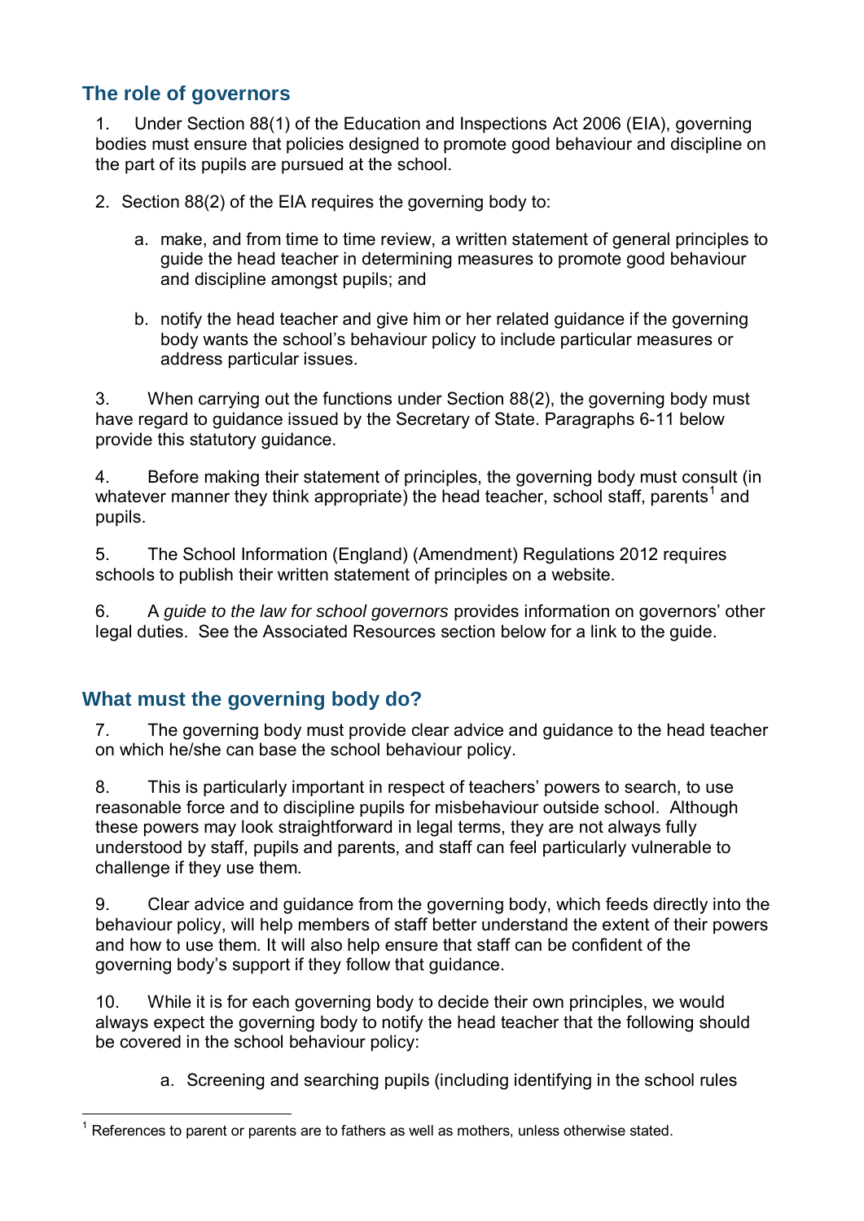## The role of governors

1. Under Section 88(1) of the Education and Inspections Act 2006 (EIA), governing bodies must ensure that policies designed to promote good behaviour and discipline on the part of its pupils are pursued at the school.

2. Section 88(2) of the EIA requires the governing body to:

   a. make, and from time to time review, a written statement of general principles to guide the head teacher in determining measures to promote good behaviour and discipline amongst pupils; and

   b. notify the head teacher and give him or her related guidance if the governing body wants the school's behaviour policy to include particular measures or address particular issues.

3. When carrying out the functions under Section 88(2), the governing body must have regard to guidance issued by the Secretary of State. Paragraphs 6-11 below provide this statutory guidance.

4. Before making their statement of principles, the governing body must consult (in whatever manner they think appropriate) the head teacher, school staff, parents[1] and pupils.

5. The School Information (England) (Amendment) Regulations 2012 requires schools to publish their written statement of principles on a website.

6. A *guide to the law for school governors* provides information on governors' other legal duties. See the Associated Resources section below for a link to the guide.

## What must the governing body do?

7. The governing body must provide clear advice and guidance to the head teacher on which he/she can base the school behaviour policy.

8. This is particularly important in respect of teachers' powers to search, to use reasonable force and to discipline pupils for misbehaviour outside school. Although these powers may look straightforward in legal terms, they are not always fully understood by staff, pupils and parents, and staff can feel particularly vulnerable to challenge if they use them.

9. Clear advice and guidance from the governing body, which feeds directly into the behaviour policy, will help members of staff better understand the extent of their powers and how to use them. It will also help ensure that staff can be confident of the governing body's support if they follow that guidance.

10. While it is for each governing body to decide their own principles, we would always expect the governing body to notify the head teacher that the following should be covered in the school behaviour policy:

    a. Screening and searching pupils (including identifying in the school rules

[1] References to parent or parents are to fathers as well as mothers, unless otherwise stated.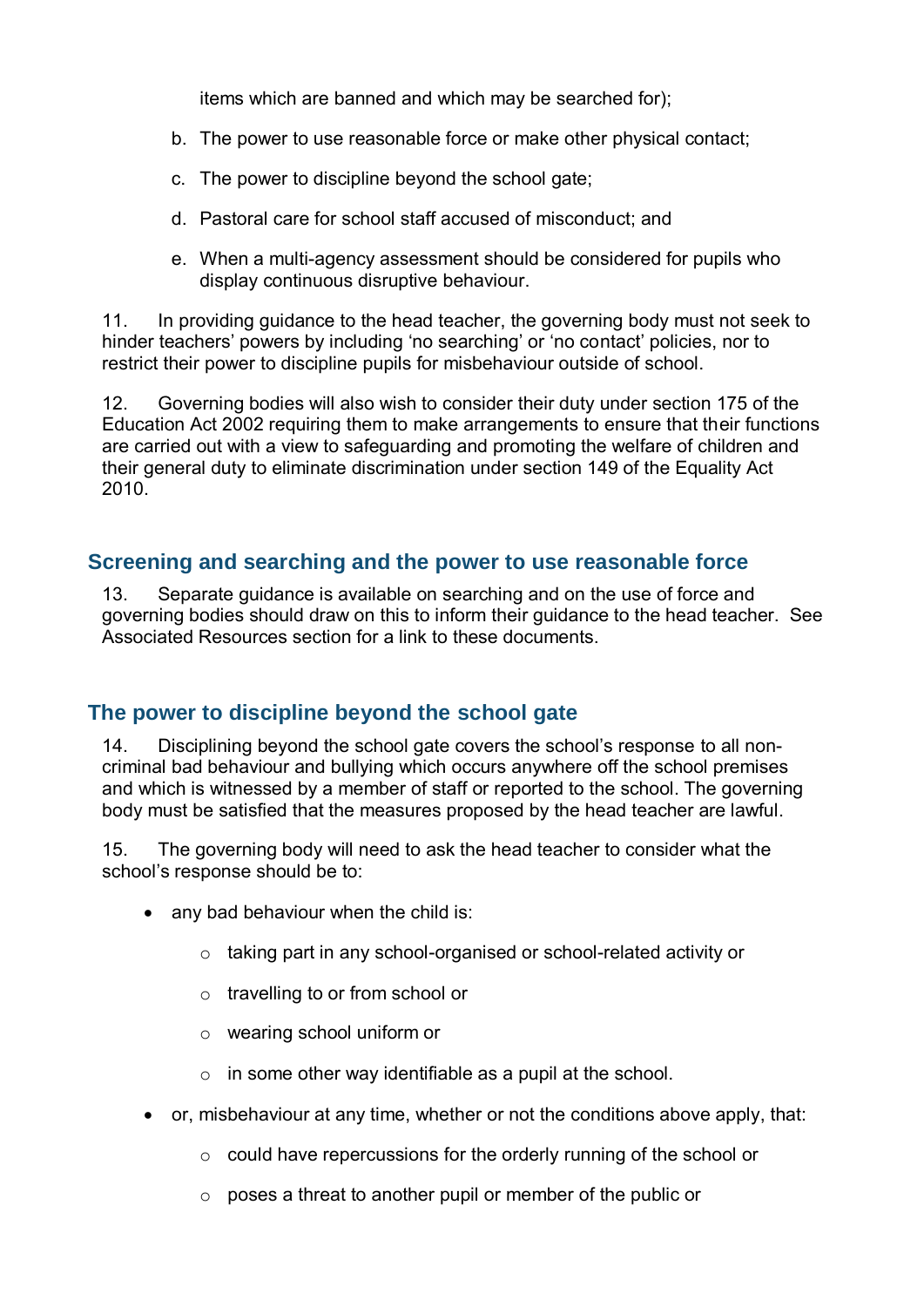items which are banned and which may be searched for);

b. The power to use reasonable force or make other physical contact;

c. The power to discipline beyond the school gate;

d. Pastoral care for school staff accused of misconduct; and

e. When a multi-agency assessment should be considered for pupils who display continuous disruptive behaviour.

11. In providing guidance to the head teacher, the governing body must not seek to hinder teachers' powers by including 'no searching' or 'no contact' policies, nor to restrict their power to discipline pupils for misbehaviour outside of school.

12. Governing bodies will also wish to consider their duty under section 175 of the Education Act 2002 requiring them to make arrangements to ensure that their functions are carried out with a view to safeguarding and promoting the welfare of children and their general duty to eliminate discrimination under section 149 of the Equality Act 2010.

## Screening and searching and the power to use reasonable force

13. Separate guidance is available on searching and on the use of force and governing bodies should draw on this to inform their guidance to the head teacher. See Associated Resources section for a link to these documents.

## The power to discipline beyond the school gate

14. Disciplining beyond the school gate covers the school's response to all non-criminal bad behaviour and bullying which occurs anywhere off the school premises and which is witnessed by a member of staff or reported to the school. The governing body must be satisfied that the measures proposed by the head teacher are lawful.

15. The governing body will need to ask the head teacher to consider what the school's response should be to:

- any bad behaviour when the child is:
  - taking part in any school-organised or school-related activity or
  - travelling to or from school or
  - wearing school uniform or
  - in some other way identifiable as a pupil at the school.
- or, misbehaviour at any time, whether or not the conditions above apply, that:
  - could have repercussions for the orderly running of the school or
  - poses a threat to another pupil or member of the public or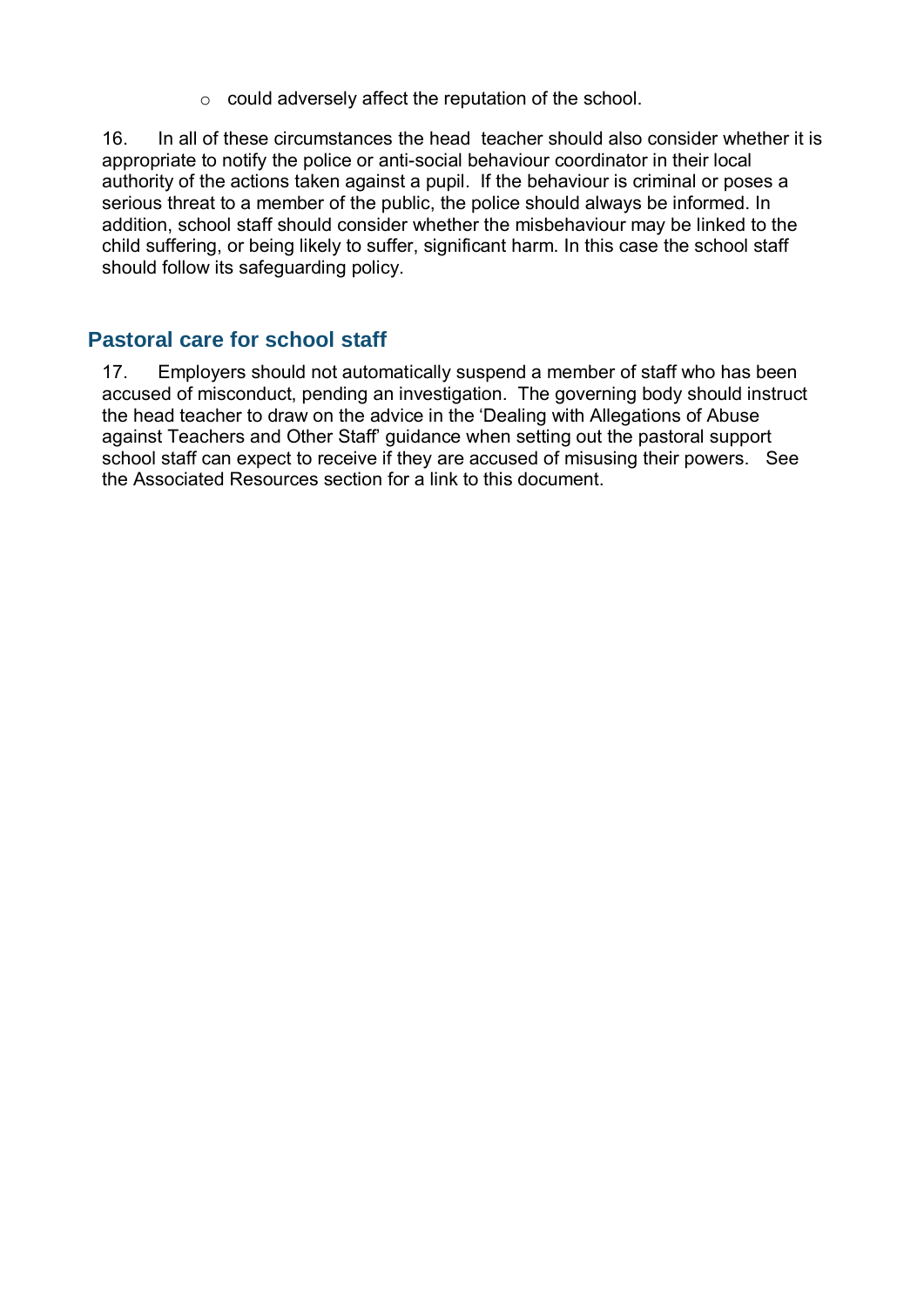- could adversely affect the reputation of the school.

16. In all of these circumstances the head teacher should also consider whether it is appropriate to notify the police or anti-social behaviour coordinator in their local authority of the actions taken against a pupil. If the behaviour is criminal or poses a serious threat to a member of the public, the police should always be informed. In addition, school staff should consider whether the misbehaviour may be linked to the child suffering, or being likely to suffer, significant harm. In this case the school staff should follow its safeguarding policy.

## Pastoral care for school staff

17. Employers should not automatically suspend a member of staff who has been accused of misconduct, pending an investigation. The governing body should instruct the head teacher to draw on the advice in the 'Dealing with Allegations of Abuse against Teachers and Other Staff' guidance when setting out the pastoral support school staff can expect to receive if they are accused of misusing their powers. See the Associated Resources section for a link to this document.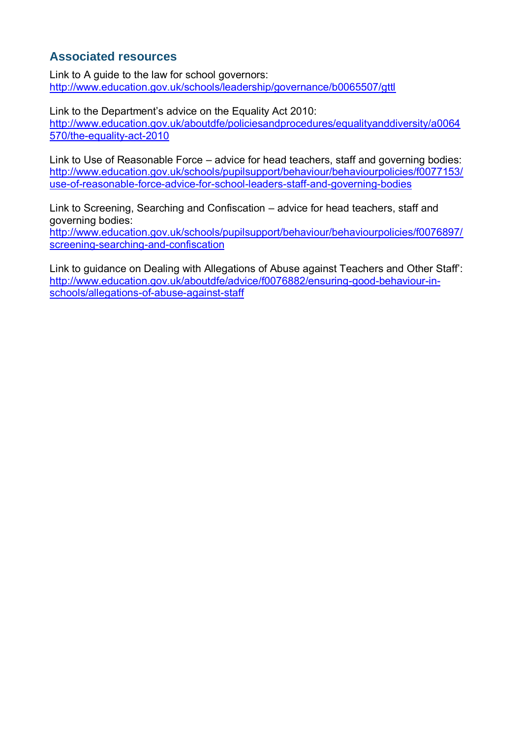## Associated resources

Link to A guide to the law for school governors:
http://www.education.gov.uk/schools/leadership/governance/b0065507/gttl

Link to the Department's advice on the Equality Act 2010:
http://www.education.gov.uk/aboutdfe/policiesandprocedures/equalityanddiversity/a0064570/the-equality-act-2010

Link to Use of Reasonable Force – advice for head teachers, staff and governing bodies:
http://www.education.gov.uk/schools/pupilsupport/behaviour/behaviourpolicies/f0077153/use-of-reasonable-force-advice-for-school-leaders-staff-and-governing-bodies

Link to Screening, Searching and Confiscation – advice for head teachers, staff and governing bodies:
http://www.education.gov.uk/schools/pupilsupport/behaviour/behaviourpolicies/f0076897/screening-searching-and-confiscation

Link to guidance on Dealing with Allegations of Abuse against Teachers and Other Staff':
http://www.education.gov.uk/aboutdfe/advice/f0076882/ensuring-good-behaviour-in-schools/allegations-of-abuse-against-staff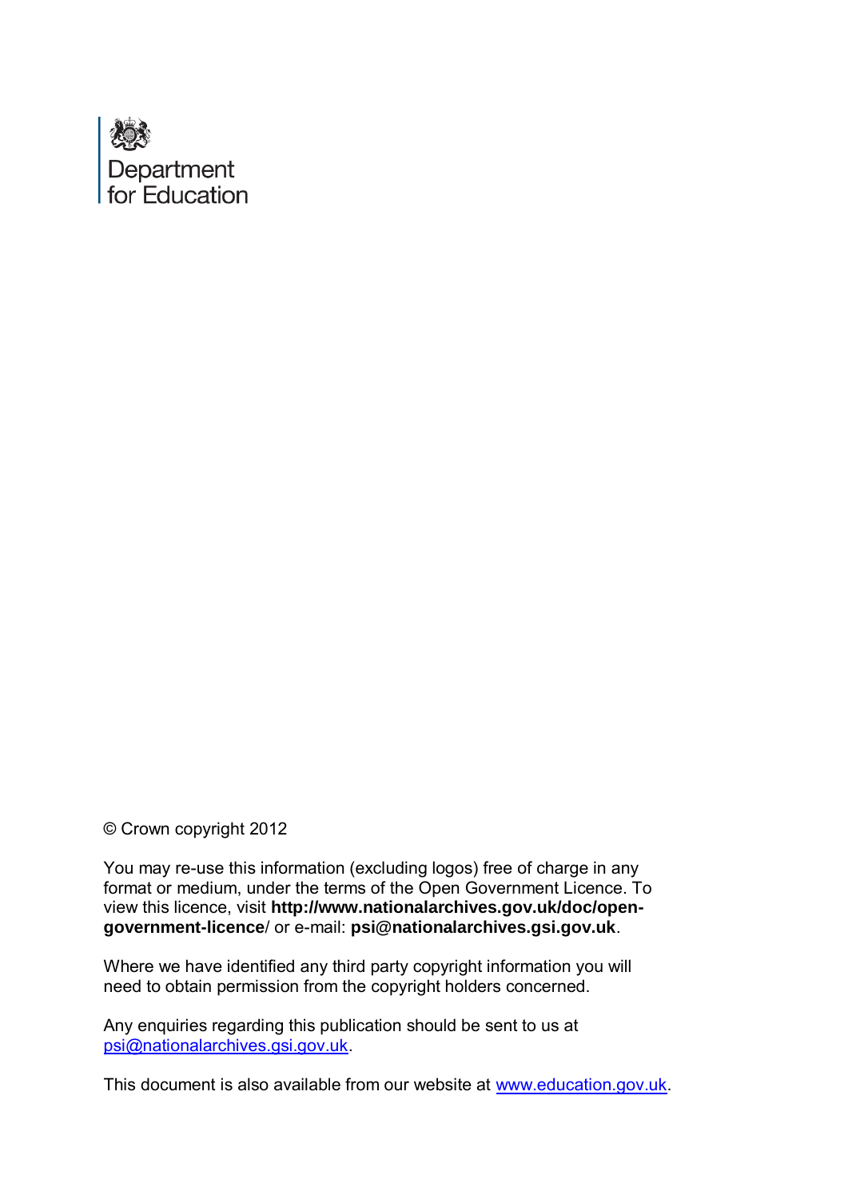Department
for Education

© Crown copyright 2012

You may re-use this information (excluding logos) free of charge in any format or medium, under the terms of the Open Government Licence. To view this licence, visit **http://www.nationalarchives.gov.uk/doc/open-government-licence**/ or e-mail: **psi@nationalarchives.gsi.gov.uk**.

Where we have identified any third party copyright information you will need to obtain permission from the copyright holders concerned.

Any enquiries regarding this publication should be sent to us at psi@nationalarchives.gsi.gov.uk.

This document is also available from our website at www.education.gov.uk.